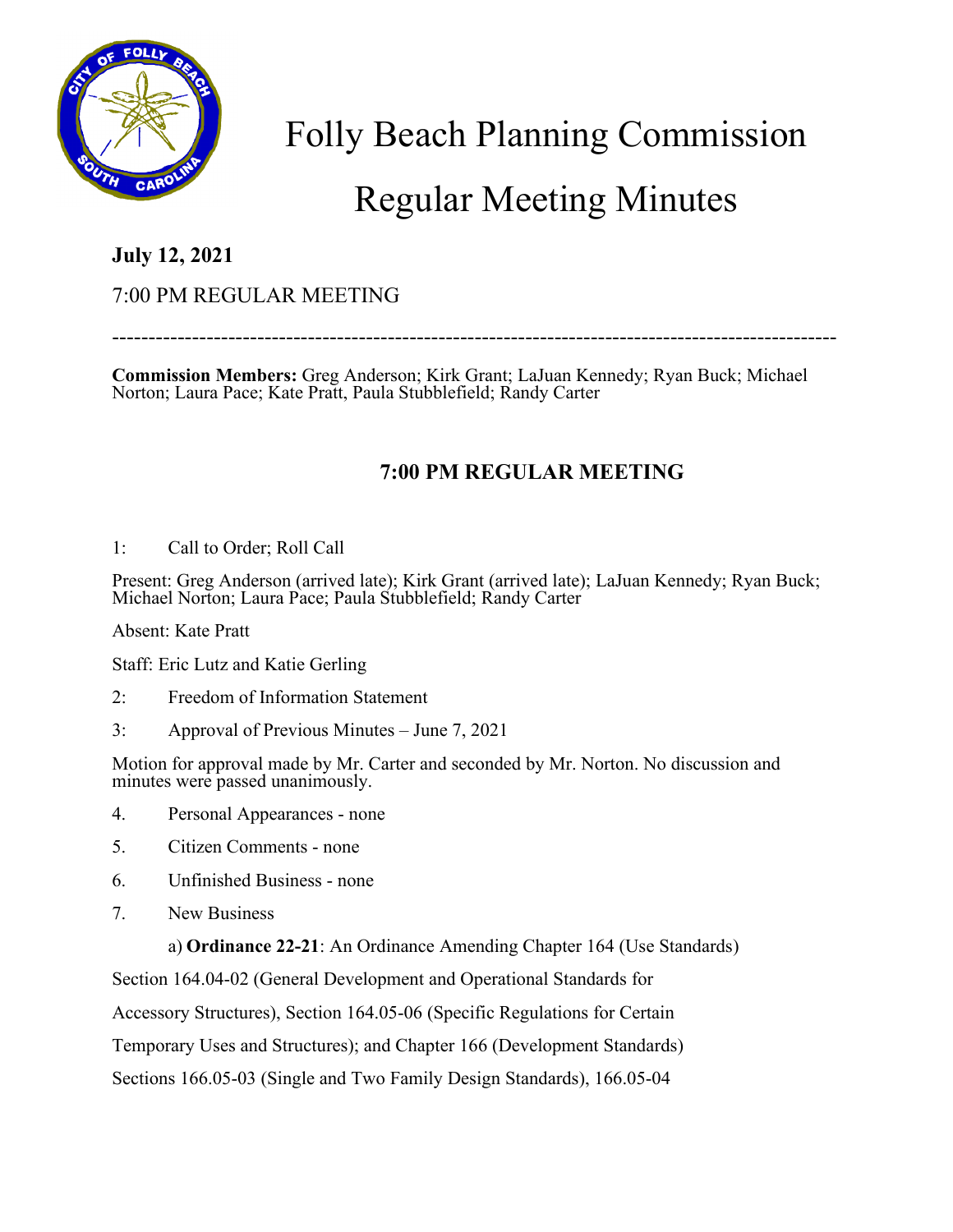# Folly Beach Planning Commission

# Regular Meeting Minutes

**July 12, 2021**

7:00 PM REGULAR MEETING

---

**Commission Members:** Greg Anderson; Kirk Grant; LaJuan Kennedy; Ryan Buck; Michael Norton; Laura Pace; Kate Pratt, Paula Stubblefield; Randy Carter

## 7:00 PM REGULAR MEETING

1: Call to Order; Roll Call

Present: Greg Anderson (arrived late); Kirk Grant (arrived late); LaJuan Kennedy; Ryan Buck; Michael Norton; Laura Pace; Paula Stubblefield; Randy Carter

Absent: Kate Pratt

Staff: Eric Lutz and Katie Gerling

2: Freedom of Information Statement

3: Approval of Previous Minutes – June 7, 2021

Motion for approval made by Mr. Carter and seconded by Mr. Norton. No discussion and minutes were passed unanimously.

4. Personal Appearances - none

5. Citizen Comments - none

6. Unfinished Business - none

7. New Business

a) **Ordinance 22-21**: An Ordinance Amending Chapter 164 (Use Standards)

Section 164.04-02 (General Development and Operational Standards for

Accessory Structures), Section 164.05-06 (Specific Regulations for Certain

Temporary Uses and Structures); and Chapter 166 (Development Standards)

Sections 166.05-03 (Single and Two Family Design Standards), 166.05-04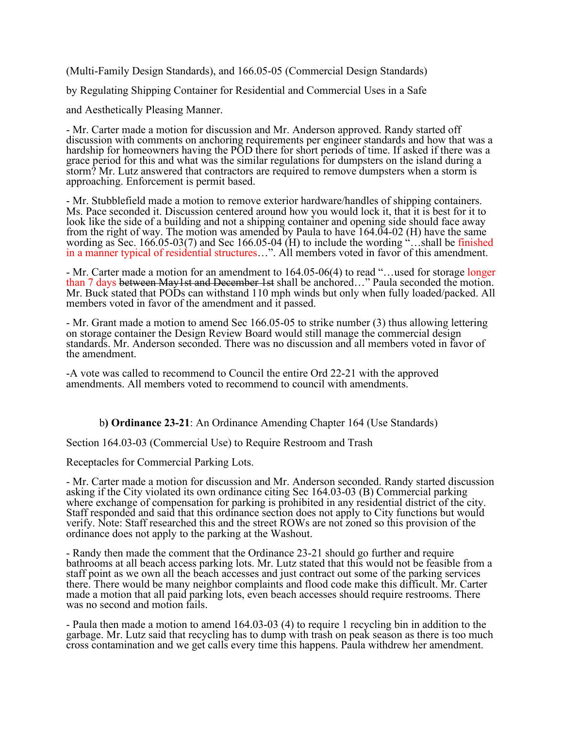(Multi-Family Design Standards), and 166.05-05 (Commercial Design Standards)

by Regulating Shipping Container for Residential and Commercial Uses in a Safe

and Aesthetically Pleasing Manner.

- Mr. Carter made a motion for discussion and Mr. Anderson approved. Randy started off discussion with comments on anchoring requirements per engineer standards and how that was a hardship for homeowners having the POD there for short periods of time. If asked if there was a grace period for this and what was the similar regulations for dumpsters on the island during a storm? Mr. Lutz answered that contractors are required to remove dumpsters when a storm is approaching. Enforcement is permit based.

- Mr. Stubblefield made a motion to remove exterior hardware/handles of shipping containers. Ms. Pace seconded it. Discussion centered around how you would lock it, that it is best for it to look like the side of a building and not a shipping container and opening side should face away from the right of way. The motion was amended by Paula to have 164.04-02 (H) have the same wording as Sec. 166.05-03(7) and Sec 166.05-04 (H) to include the wording "…shall be finished in a manner typical of residential structures…". All members voted in favor of this amendment.

- Mr. Carter made a motion for an amendment to 164.05-06(4) to read "…used for storage longer than 7 days ~~between May1st and December 1st~~ shall be anchored…" Paula seconded the motion. Mr. Buck stated that PODs can withstand 110 mph winds but only when fully loaded/packed. All members voted in favor of the amendment and it passed.

- Mr. Grant made a motion to amend Sec 166.05-05 to strike number (3) thus allowing lettering on storage container the Design Review Board would still manage the commercial design standards. Mr. Anderson seconded. There was no discussion and all members voted in favor of the amendment.

-A vote was called to recommend to Council the entire Ord 22-21 with the approved amendments. All members voted to recommend to council with amendments.

b**) Ordinance 23-21**: An Ordinance Amending Chapter 164 (Use Standards)

Section 164.03-03 (Commercial Use) to Require Restroom and Trash

Receptacles for Commercial Parking Lots.

- Mr. Carter made a motion for discussion and Mr. Anderson seconded. Randy started discussion asking if the City violated its own ordinance citing Sec 164.03-03 (B) Commercial parking where exchange of compensation for parking is prohibited in any residential district of the city. Staff responded and said that this ordinance section does not apply to City functions but would verify. Note: Staff researched this and the street ROWs are not zoned so this provision of the ordinance does not apply to the parking at the Washout.

- Randy then made the comment that the Ordinance 23-21 should go further and require bathrooms at all beach access parking lots. Mr. Lutz stated that this would not be feasible from a staff point as we own all the beach accesses and just contract out some of the parking services there. There would be many neighbor complaints and flood code make this difficult. Mr. Carter made a motion that all paid parking lots, even beach accesses should require restrooms. There was no second and motion fails.

- Paula then made a motion to amend 164.03-03 (4) to require 1 recycling bin in addition to the garbage. Mr. Lutz said that recycling has to dump with trash on peak season as there is too much cross contamination and we get calls every time this happens. Paula withdrew her amendment.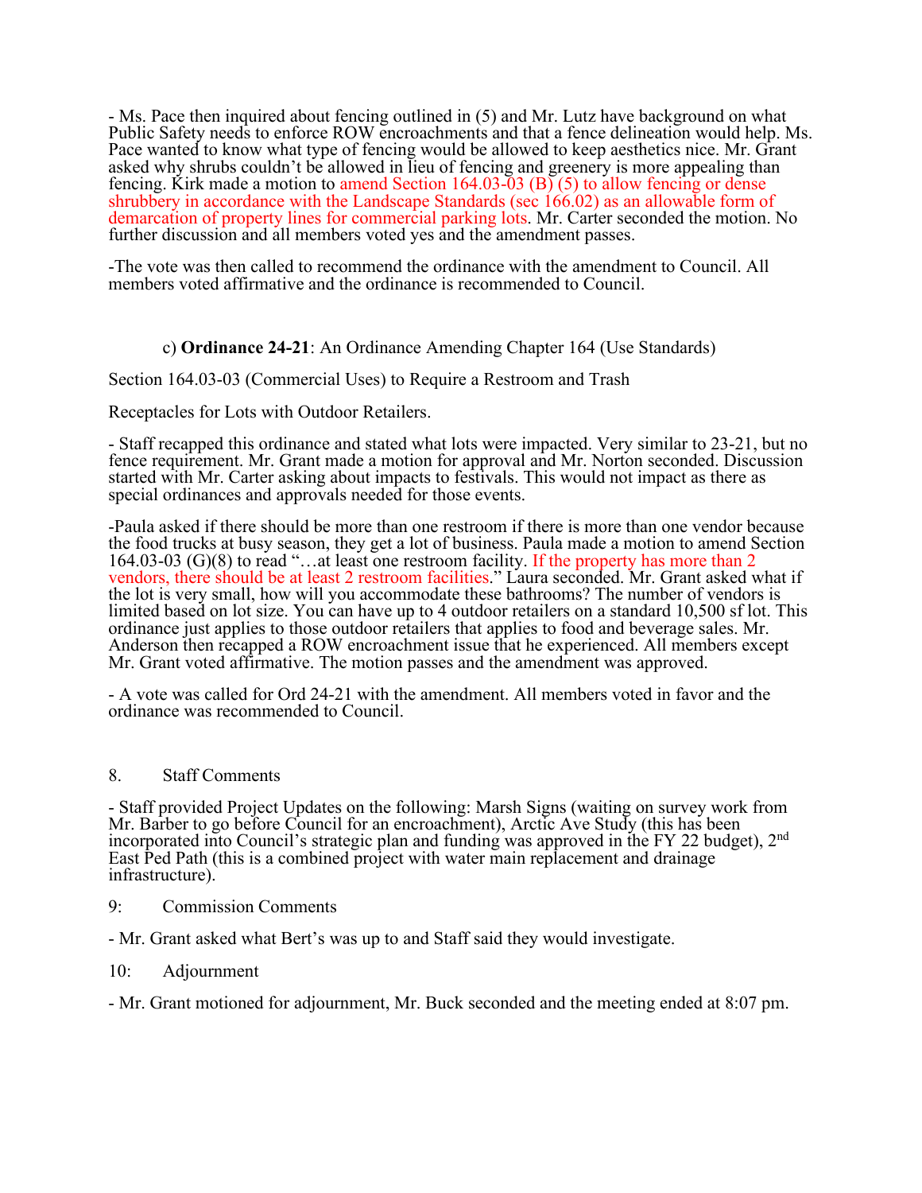- Ms. Pace then inquired about fencing outlined in (5) and Mr. Lutz have background on what Public Safety needs to enforce ROW encroachments and that a fence delineation would help. Ms. Pace wanted to know what type of fencing would be allowed to keep aesthetics nice. Mr. Grant asked why shrubs couldn't be allowed in lieu of fencing and greenery is more appealing than fencing. Kirk made a motion to amend Section 164.03-03 (B) (5) to allow fencing or dense shrubbery in accordance with the Landscape Standards (sec 166.02) as an allowable form of demarcation of property lines for commercial parking lots. Mr. Carter seconded the motion. No further discussion and all members voted yes and the amendment passes.

-The vote was then called to recommend the ordinance with the amendment to Council. All members voted affirmative and the ordinance is recommended to Council.

c) **Ordinance 24-21**: An Ordinance Amending Chapter 164 (Use Standards)

Section 164.03-03 (Commercial Uses) to Require a Restroom and Trash

Receptacles for Lots with Outdoor Retailers.

- Staff recapped this ordinance and stated what lots were impacted. Very similar to 23-21, but no fence requirement. Mr. Grant made a motion for approval and Mr. Norton seconded. Discussion started with Mr. Carter asking about impacts to festivals. This would not impact as there as special ordinances and approvals needed for those events.

-Paula asked if there should be more than one restroom if there is more than one vendor because the food trucks at busy season, they get a lot of business. Paula made a motion to amend Section 164.03-03 (G)(8) to read "…at least one restroom facility. If the property has more than 2 vendors, there should be at least 2 restroom facilities." Laura seconded. Mr. Grant asked what if the lot is very small, how will you accommodate these bathrooms? The number of vendors is limited based on lot size. You can have up to 4 outdoor retailers on a standard 10,500 sf lot. This ordinance just applies to those outdoor retailers that applies to food and beverage sales. Mr. Anderson then recapped a ROW encroachment issue that he experienced. All members except Mr. Grant voted affirmative. The motion passes and the amendment was approved.

- A vote was called for Ord 24-21 with the amendment. All members voted in favor and the ordinance was recommended to Council.

8. Staff Comments

- Staff provided Project Updates on the following: Marsh Signs (waiting on survey work from Mr. Barber to go before Council for an encroachment), Arctic Ave Study (this has been incorporated into Council's strategic plan and funding was approved in the FY 22 budget), 2nd East Ped Path (this is a combined project with water main replacement and drainage infrastructure).

9: Commission Comments

- Mr. Grant asked what Bert's was up to and Staff said they would investigate.

10: Adjournment

- Mr. Grant motioned for adjournment, Mr. Buck seconded and the meeting ended at 8:07 pm.